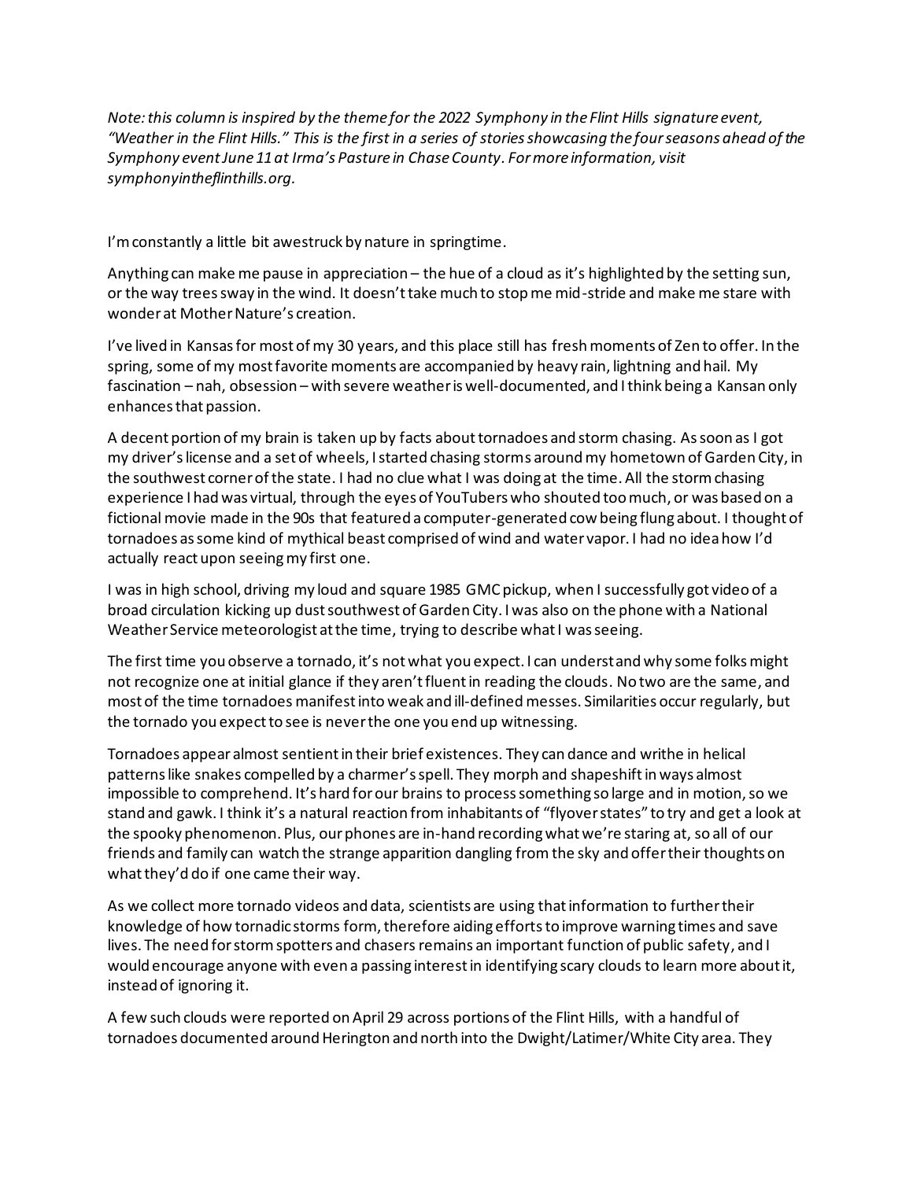*Note: this column is inspired by the theme for the 2022 Symphony in the Flint Hills signature event, "Weather in the Flint Hills." This is the first in a series of stories showcasing the four seasons ahead of the Symphony event June 11 at Irma's Pasture in Chase County. For more information, visit symphonyintheflinthills.org.*

I'm constantly a little bit awestruck by nature in springtime.

Anything can make me pause in appreciation – the hue of a cloud as it's highlighted by the setting sun, or the way trees sway in the wind. It doesn't take much to stop me mid-stride and make me stare with wonder at Mother Nature's creation.

I've lived in Kansas for most of my 30 years, and this place still has fresh moments of Zen to offer. In the spring, some of my most favorite moments are accompanied by heavy rain, lightning and hail. My fascination – nah, obsession – with severe weather is well-documented, and I think being a Kansan only enhances that passion.

A decent portion of my brain is taken up by facts about tornadoes and storm chasing. As soon as I got my driver's license and a set of wheels, I started chasing storms around my hometown of Garden City, in the southwest corner of the state. I had no clue what I was doing at the time. All the storm chasing experience I had was virtual, through the eyes of YouTubers who shouted too much, or was based on a fictional movie made in the 90s that featured a computer-generated cow being flung about. I thought of tornadoes as some kind of mythical beast comprised of wind and water vapor. I had no idea how I'd actually react upon seeing my first one.

I was in high school, driving my loud and square 1985 GMC pickup, when I successfully got video of a broad circulation kicking up dust southwest of Garden City. I was also on the phone with a National Weather Service meteorologist at the time, trying to describe what I was seeing.

The first time you observe a tornado, it's not what you expect. I can understand why some folks might not recognize one at initial glance if they aren't fluent in reading the clouds. No two are the same, and most of the time tornadoes manifest into weak and ill-defined messes. Similarities occur regularly, but the tornado you expect to see is never the one you end up witnessing.

Tornadoes appear almost sentient in their brief existences. They can dance and writhe in helical patterns like snakes compelled by a charmer's spell. They morph and shapeshift in ways almost impossible to comprehend. It's hard for our brains to process something so large and in motion, so we stand and gawk. I think it's a natural reaction from inhabitants of "flyover states" to try and get a look at the spooky phenomenon. Plus, our phones are in-hand recording what we're staring at, so all of our friends and family can watch the strange apparition dangling from the sky and offer their thoughts on what they'd do if one came their way.

As we collect more tornado videos and data, scientists are using that information to further their knowledge of how tornadic storms form, therefore aiding efforts to improve warning times and save lives. The need for storm spotters and chasers remains an important function of public safety, and I would encourage anyone with even a passing interest in identifying scary clouds to learn more about it, instead of ignoring it.

A few such clouds were reported on April 29 across portions of the Flint Hills, with a handful of tornadoes documented around Herington and north into the Dwight/Latimer/White City area. They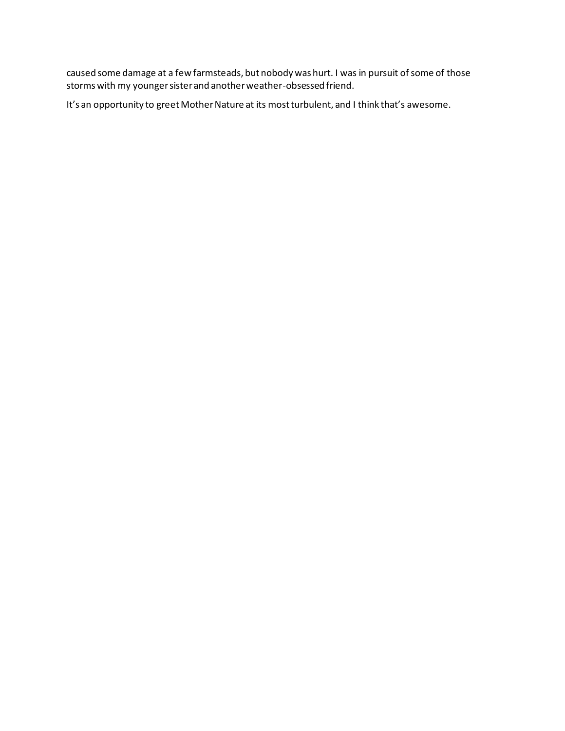caused some damage at a few farmsteads, but nobody was hurt. I was in pursuit of some of those storms with my younger sister and another weather-obsessed friend.

It's an opportunity to greet Mother Nature at its most turbulent, and I think that's awesome.